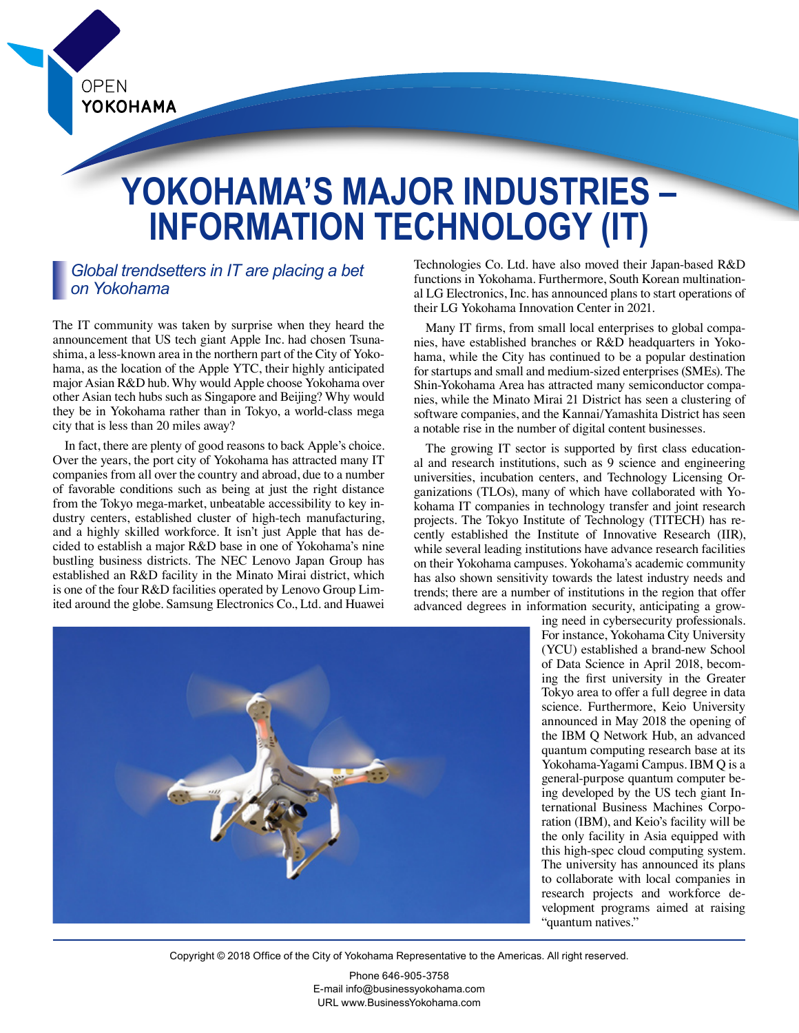OPEN YOKOHAMA

# YOKOHAMA'S MAJOR INDUSTRIES – INFORMATION TECHNOLOGY (IT)

*Global trendsetters in IT are placing a bet on Yokohama*

The IT community was taken by surprise when they heard the announcement that US tech giant Apple Inc. had chosen Tsunashima, a less-known area in the northern part of the City of Yokohama, as the location of the Apple YTC, their highly anticipated major Asian R&D hub. Why would Apple choose Yokohama over other Asian tech hubs such as Singapore and Beijing? Why would they be in Yokohama rather than in Tokyo, a world-class mega city that is less than 20 miles away?

In fact, there are plenty of good reasons to back Apple's choice. Over the years, the port city of Yokohama has attracted many IT companies from all over the country and abroad, due to a number of favorable conditions such as being at just the right distance from the Tokyo mega-market, unbeatable accessibility to key industry centers, established cluster of high-tech manufacturing, and a highly skilled workforce. It isn't just Apple that has decided to establish a major R&D base in one of Yokohama's nine bustling business districts. The NEC Lenovo Japan Group has established an R&D facility in the Minato Mirai district, which is one of the four R&D facilities operated by Lenovo Group Limited around the globe. Samsung Electronics Co., Ltd. and Huawei Technologies Co. Ltd. have also moved their Japan-based R&D functions in Yokohama. Furthermore, South Korean multinational LG Electronics, Inc. has announced plans to start operations of their LG Yokohama Innovation Center in 2021.

Many IT firms, from small local enterprises to global companies, have established branches or R&D headquarters in Yokohama, while the City has continued to be a popular destination for startups and small and medium-sized enterprises (SMEs). The Shin-Yokohama Area has attracted many semiconductor companies, while the Minato Mirai 21 District has seen a clustering of software companies, and the Kannai/Yamashita District has seen a notable rise in the number of digital content businesses.

The growing IT sector is supported by first class educational and research institutions, such as 9 science and engineering universities, incubation centers, and Technology Licensing Organizations (TLOs), many of which have collaborated with Yokohama IT companies in technology transfer and joint research projects. The Tokyo Institute of Technology (TITECH) has recently established the Institute of Innovative Research (IIR), while several leading institutions have advance research facilities on their Yokohama campuses. Yokohama's academic community has also shown sensitivity towards the latest industry needs and trends; there are a number of institutions in the region that offer advanced degrees in information security, anticipating a growing need in cybersecurity professionals. For instance, Yokohama City University (YCU) established a brand-new School of Data Science in April 2018, becoming the first university in the Greater Tokyo area to offer a full degree in data science. Furthermore, Keio University announced in May 2018 the opening of the IBM Q Network Hub, an advanced quantum computing research base at its Yokohama-Yagami Campus. IBM Q is a general-purpose quantum computer being developed by the US tech giant International Business Machines Corporation (IBM), and Keio's facility will be the only facility in Asia equipped with this high-spec cloud computing system. The university has announced its plans to collaborate with local companies in research projects and workforce development programs aimed at raising "quantum natives."

Copyright © 2018 Office of the City of Yokohama Representative to the Americas. All right reserved.

Phone 646-905-3758
E-mail info@businessyokohama.com
URL www.BusinessYokohama.com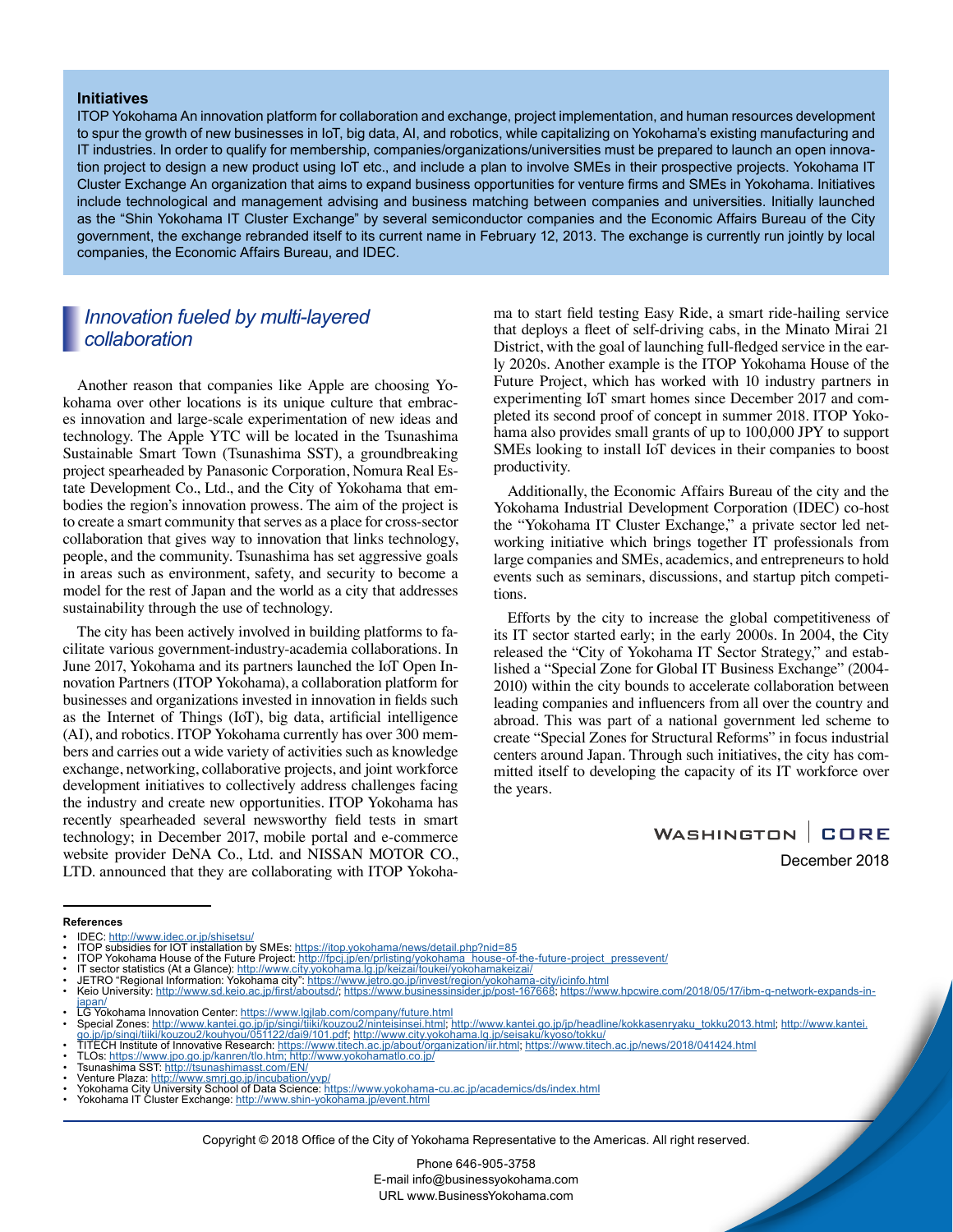**Initiatives**

ITOP Yokohama An innovation platform for collaboration and exchange, project implementation, and human resources development to spur the growth of new businesses in IoT, big data, AI, and robotics, while capitalizing on Yokohama's existing manufacturing and IT industries. In order to qualify for membership, companies/organizations/universities must be prepared to launch an open innovation project to design a new product using IoT etc., and include a plan to involve SMEs in their prospective projects. Yokohama IT Cluster Exchange An organization that aims to expand business opportunities for venture firms and SMEs in Yokohama. Initiatives include technological and management advising and business matching between companies and universities. Initially launched as the "Shin Yokohama IT Cluster Exchange" by several semiconductor companies and the Economic Affairs Bureau of the City government, the exchange rebranded itself to its current name in February 12, 2013. The exchange is currently run jointly by local companies, the Economic Affairs Bureau, and IDEC.

## *Innovation fueled by multi-layered collaboration*

Another reason that companies like Apple are choosing Yokohama over other locations is its unique culture that embraces innovation and large-scale experimentation of new ideas and technology. The Apple YTC will be located in the Tsunashima Sustainable Smart Town (Tsunashima SST), a groundbreaking project spearheaded by Panasonic Corporation, Nomura Real Estate Development Co., Ltd., and the City of Yokohama that embodies the region's innovation prowess. The aim of the project is to create a smart community that serves as a place for cross-sector collaboration that gives way to innovation that links technology, people, and the community. Tsunashima has set aggressive goals in areas such as environment, safety, and security to become a model for the rest of Japan and the world as a city that addresses sustainability through the use of technology.

The city has been actively involved in building platforms to facilitate various government-industry-academia collaborations. In June 2017, Yokohama and its partners launched the IoT Open Innovation Partners (ITOP Yokohama), a collaboration platform for businesses and organizations invested in innovation in fields such as the Internet of Things (IoT), big data, artificial intelligence (AI), and robotics. ITOP Yokohama currently has over 300 members and carries out a wide variety of activities such as knowledge exchange, networking, collaborative projects, and joint workforce development initiatives to collectively address challenges facing the industry and create new opportunities. ITOP Yokohama has recently spearheaded several newsworthy field tests in smart technology; in December 2017, mobile portal and e-commerce website provider DeNA Co., Ltd. and NISSAN MOTOR CO., LTD. announced that they are collaborating with ITOP Yokohama to start field testing Easy Ride, a smart ride-hailing service that deploys a fleet of self-driving cabs, in the Minato Mirai 21 District, with the goal of launching full-fledged service in the early 2020s. Another example is the ITOP Yokohama House of the Future Project, which has worked with 10 industry partners in experimenting IoT smart homes since December 2017 and completed its second proof of concept in summer 2018. ITOP Yokohama also provides small grants of up to 100,000 JPY to support SMEs looking to install IoT devices in their companies to boost productivity.

Additionally, the Economic Affairs Bureau of the city and the Yokohama Industrial Development Corporation (IDEC) co-host the "Yokohama IT Cluster Exchange," a private sector led networking initiative which brings together IT professionals from large companies and SMEs, academics, and entrepreneurs to hold events such as seminars, discussions, and startup pitch competitions.

Efforts by the city to increase the global competitiveness of its IT sector started early; in the early 2000s. In 2004, the City released the "City of Yokohama IT Sector Strategy," and established a "Special Zone for Global IT Business Exchange" (2004-2010) within the city bounds to accelerate collaboration between leading companies and influencers from all over the country and abroad. This was part of a national government led scheme to create "Special Zones for Structural Reforms" in focus industrial centers around Japan. Through such initiatives, the city has committed itself to developing the capacity of its IT workforce over the years.

WASHINGTON | CORE

December 2018

**References**

- IDEC: http://www.idec.or.jp/shisetsu/
- ITOP subsidies for IOT installation by SMEs: https://itop.yokohama/news/detail.php?nid=85
- ITOP Yokohama House of the Future Project: http://fpcj.jp/en/prlisting/yokohama_house-of-the-future-project_pressevent/
- IT sector statistics (At a Glance): http://www.city.yokohama.lg.jp/keizai/toukei/yokohamakeizai/
- JETRO "Regional Information: Yokohama city": https://www.jetro.go.jp/invest/region/yokohama-city/icinfo.html
- Keio University: http://www.sd.keio.ac.jp/first/aboutsd/; https://www.businessinsider.jp/post-167668; https://www.hpcwire.com/2018/05/17/ibm-q-network-expands-in-japan/
- LG Yokohama Innovation Center: https://www.lgjlab.com/company/future.html
- Special Zones: http://www.kantei.go.jp/jp/singi/tiiki/kouzou2/ninteisinsei.html; http://www.kantei.go.jp/jp/headline/kokkasenryaku_tokku2013.html; http://www.kantei.go.jp/jp/singi/tiiki/kouzou2/kouhyou/051122/dai9/101.pdf; http://www.city.yokohama.lg.jp/seisaku/kyoso/tokku/
- TITECH Institute of Innovative Research: https://www.titech.ac.jp/about/organization/iir.html; https://www.titech.ac.jp/news/2018/041424.html
- TLOs: https://www.jpo.go.jp/kanren/tlo.htm; http://www.yokohamatlo.co.jp/
- Tsunashima SST: http://tsunashimasst.com/EN/
- Venture Plaza: http://www.smrj.go.jp/incubation/yvp/
- Yokohama City University School of Data Science: https://www.yokohama-cu.ac.jp/academics/ds/index.html
- Yokohama IT Cluster Exchange: http://www.shin-yokohama.jp/event.html

Copyright © 2018 Office of the City of Yokohama Representative to the Americas. All right reserved.

Phone 646-905-3758
E-mail info@businessyokohama.com
URL www.BusinessYokohama.com